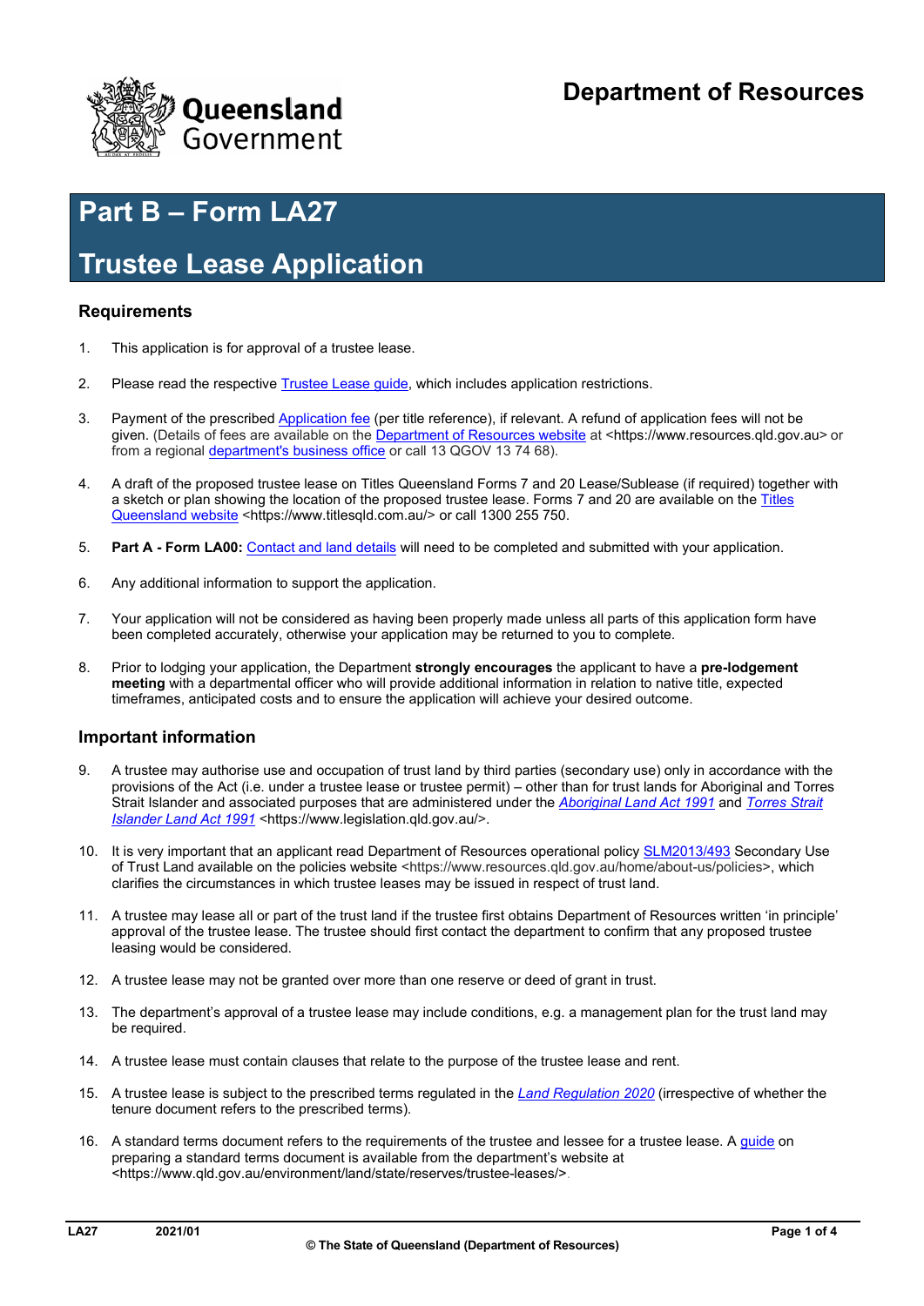# Department of Resources

# Part B – Form LA27

# Trustee Lease Application

## Requirements

1. This application is for approval of a trustee lease.

2. Please read the respective Trustee Lease guide, which includes application restrictions.

3. Payment of the prescribed Application fee (per title reference), if relevant. A refund of application fees will not be given. (Details of fees are available on the Department of Resources website at <https://www.resources.qld.gov.au> or from a regional department's business office or call 13 QGOV 13 74 68).

4. A draft of the proposed trustee lease on Titles Queensland Forms 7 and 20 Lease/Sublease (if required) together with a sketch or plan showing the location of the proposed trustee lease. Forms 7 and 20 are available on the Titles Queensland website <https://www.titlesqld.com.au/> or call 1300 255 750.

5. **Part A - Form LA00:** Contact and land details will need to be completed and submitted with your application.

6. Any additional information to support the application.

7. Your application will not be considered as having been properly made unless all parts of this application form have been completed accurately, otherwise your application may be returned to you to complete.

8. Prior to lodging your application, the Department **strongly encourages** the applicant to have a **pre-lodgement meeting** with a departmental officer who will provide additional information in relation to native title, expected timeframes, anticipated costs and to ensure the application will achieve your desired outcome.

## Important information

9. A trustee may authorise use and occupation of trust land by third parties (secondary use) only in accordance with the provisions of the Act (i.e. under a trustee lease or trustee permit) – other than for trust lands for Aboriginal and Torres Strait Islander and associated purposes that are administered under the *Aboriginal Land Act 1991* and *Torres Strait Islander Land Act 1991* <https://www.legislation.qld.gov.au/>.

10. It is very important that an applicant read Department of Resources operational policy SLM2013/493 Secondary Use of Trust Land available on the policies website <https://www.resources.qld.gov.au/home/about-us/policies>, which clarifies the circumstances in which trustee leases may be issued in respect of trust land.

11. A trustee may lease all or part of the trust land if the trustee first obtains Department of Resources written 'in principle' approval of the trustee lease. The trustee should first contact the department to confirm that any proposed trustee leasing would be considered.

12. A trustee lease may not be granted over more than one reserve or deed of grant in trust.

13. The department's approval of a trustee lease may include conditions, e.g. a management plan for the trust land may be required.

14. A trustee lease must contain clauses that relate to the purpose of the trustee lease and rent.

15. A trustee lease is subject to the prescribed terms regulated in the *Land Regulation 2020* (irrespective of whether the tenure document refers to the prescribed terms).

16. A standard terms document refers to the requirements of the trustee and lessee for a trustee lease. A guide on preparing a standard terms document is available from the department's website at <https://www.qld.gov.au/environment/land/state/reserves/trustee-leases/>.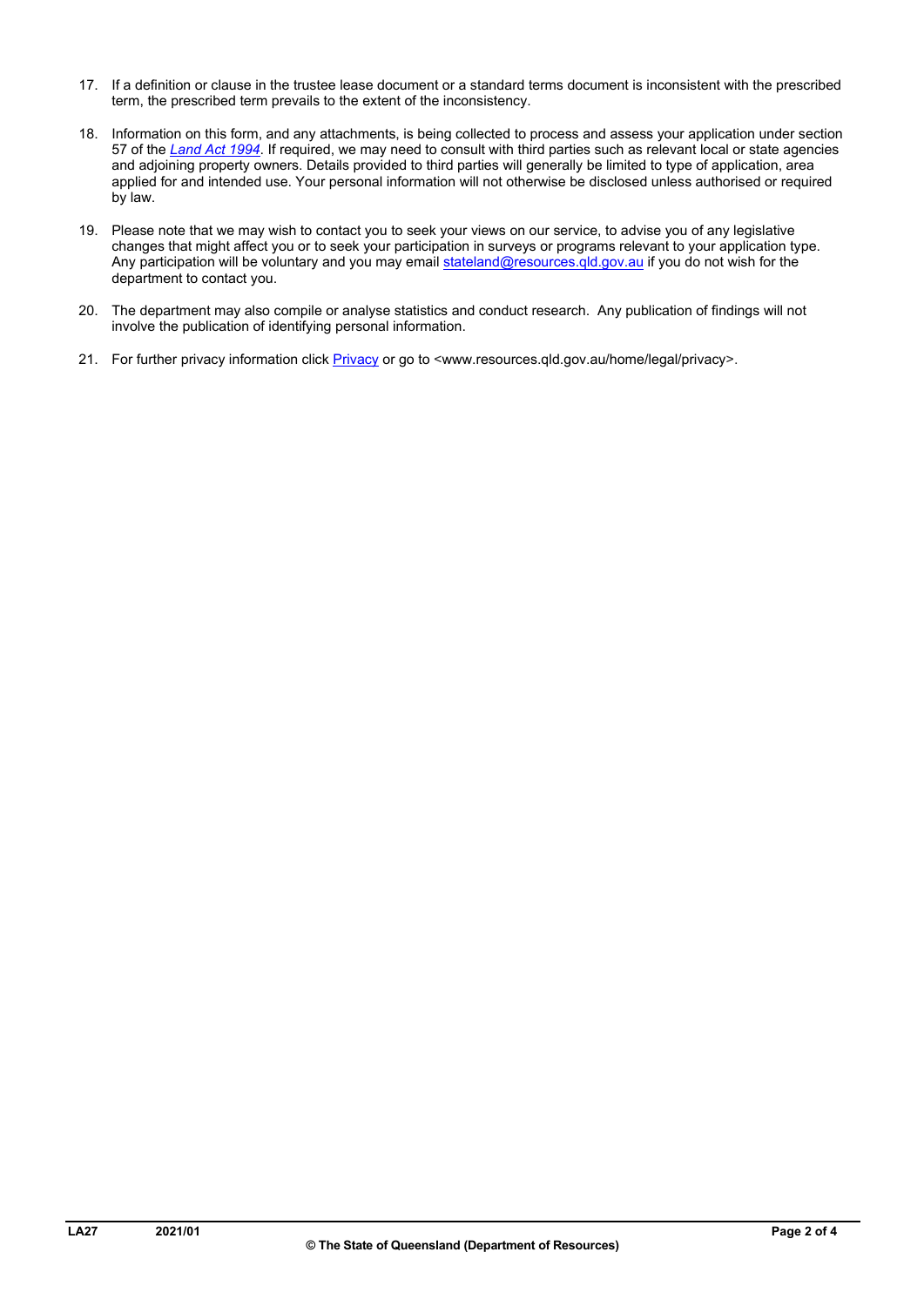17. If a definition or clause in the trustee lease document or a standard terms document is inconsistent with the prescribed term, the prescribed term prevails to the extent of the inconsistency.

18. Information on this form, and any attachments, is being collected to process and assess your application under section 57 of the *Land Act 1994*. If required, we may need to consult with third parties such as relevant local or state agencies and adjoining property owners. Details provided to third parties will generally be limited to type of application, area applied for and intended use. Your personal information will not otherwise be disclosed unless authorised or required by law.

19. Please note that we may wish to contact you to seek your views on our service, to advise you of any legislative changes that might affect you or to seek your participation in surveys or programs relevant to your application type. Any participation will be voluntary and you may email stateland@resources.qld.gov.au if you do not wish for the department to contact you.

20. The department may also compile or analyse statistics and conduct research. Any publication of findings will not involve the publication of identifying personal information.

21. For further privacy information click Privacy or go to <www.resources.qld.gov.au/home/legal/privacy>.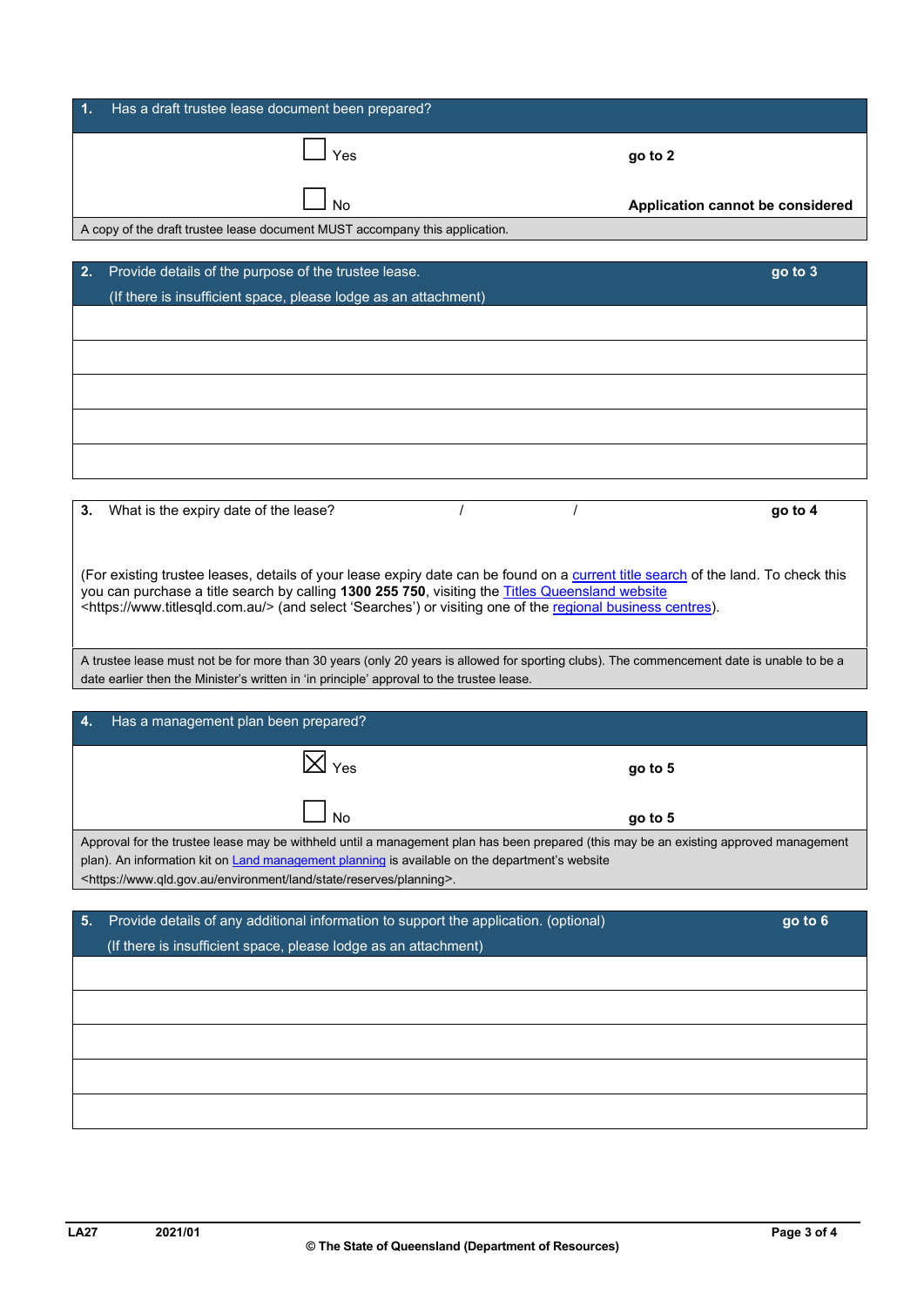| 1. Has a draft trustee lease document been prepared? | |
|---|---|
| ☐ Yes | **go to 2** |
| ☐ No | **Application cannot be considered** |
| A copy of the draft trustee lease document MUST accompany this application. | |

| 2. Provide details of the purpose of the trustee lease. (If there is insufficient space, please lodge as an attachment) | **go to 3** |
|---|---|
| | |
| | |
| | |
| | |
| | |

| 3. What is the expiry date of the lease? / / | **go to 4** |
|---|---|
| (For existing trustee leases, details of your lease expiry date can be found on a current title search of the land. To check this you can purchase a title search by calling **1300 255 750**, visiting the Titles Queensland website <https://www.titlesqld.com.au/> (and select 'Searches') or visiting one of the regional business centres). | |
| A trustee lease must not be for more than 30 years (only 20 years is allowed for sporting clubs). The commencement date is unable to be a date earlier then the Minister's written in 'in principle' approval to the trustee lease. | |

| 4. Has a management plan been prepared? | |
|---|---|
| ☒ Yes | **go to 5** |
| ☐ No | **go to 5** |
| Approval for the trustee lease may be withheld until a management plan has been prepared (this may be an existing approved management plan). An information kit on Land management planning is available on the department's website <https://www.qld.gov.au/environment/land/state/reserves/planning>. | |

| 5. Provide details of any additional information to support the application. (optional) (If there is insufficient space, please lodge as an attachment) | **go to 6** |
|---|---|
| | |
| | |
| | |
| | |
| | |

LA27 2021/01

© The State of Queensland (Department of Resources)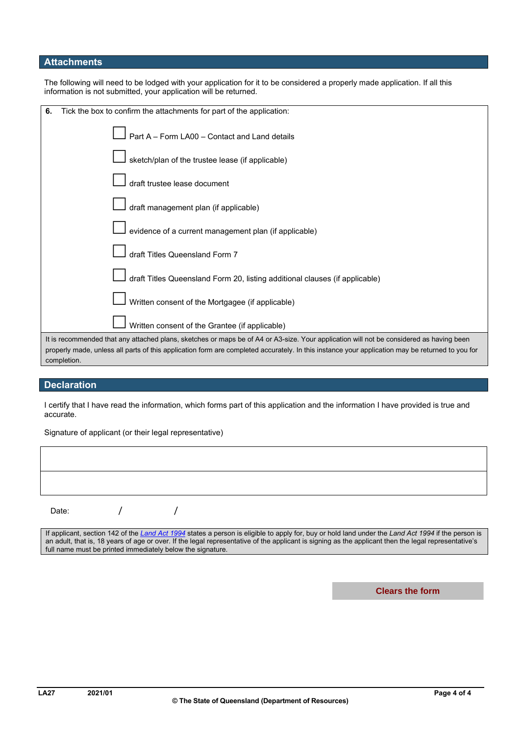## Attachments

The following will need to be lodged with your application for it to be considered a properly made application. If all this information is not submitted, your application will be returned.

**6.** Tick the box to confirm the attachments for part of the application:

- ☐ Part A – Form LA00 – Contact and Land details
- ☐ sketch/plan of the trustee lease (if applicable)
- ☐ draft trustee lease document
- ☐ draft management plan (if applicable)
- ☐ evidence of a current management plan (if applicable)
- ☐ draft Titles Queensland Form 7
- ☐ draft Titles Queensland Form 20, listing additional clauses (if applicable)
- ☐ Written consent of the Mortgagee (if applicable)
- ☐ Written consent of the Grantee (if applicable)

It is recommended that any attached plans, sketches or maps be of A4 or A3-size. Your application will not be considered as having been properly made, unless all parts of this application form are completed accurately. In this instance your application may be returned to you for completion.

## Declaration

I certify that I have read the information, which forms part of this application and the information I have provided is true and accurate.

Signature of applicant (or their legal representative)

Date: / /

If applicant, section 142 of the *Land Act 1994* states a person is eligible to apply for, buy or hold land under the *Land Act 1994* if the person is an adult, that is, 18 years of age or over. If the legal representative of the applicant is signing as the applicant then the legal representative's full name must be printed immediately below the signature.

**Clears the form**

LA27 2021/01

© The State of Queensland (Department of Resources)